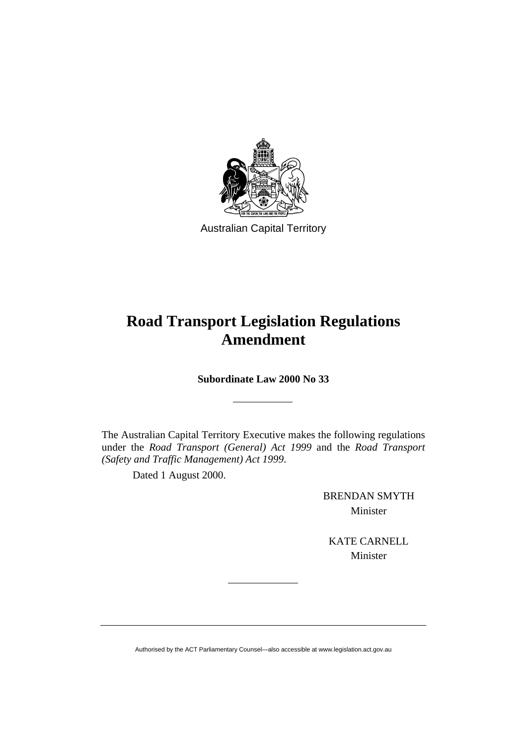Australian Capital Territory

# Road Transport Legislation Regulations Amendment

**Subordinate Law 2000 No 33**

---

The Australian Capital Territory Executive makes the following regulations under the *Road Transport (General) Act 1999* and the *Road Transport (Safety and Traffic Management) Act 1999*.

Dated 1 August 2000.

BRENDAN SMYTH
Minister

KATE CARNELL
Minister

---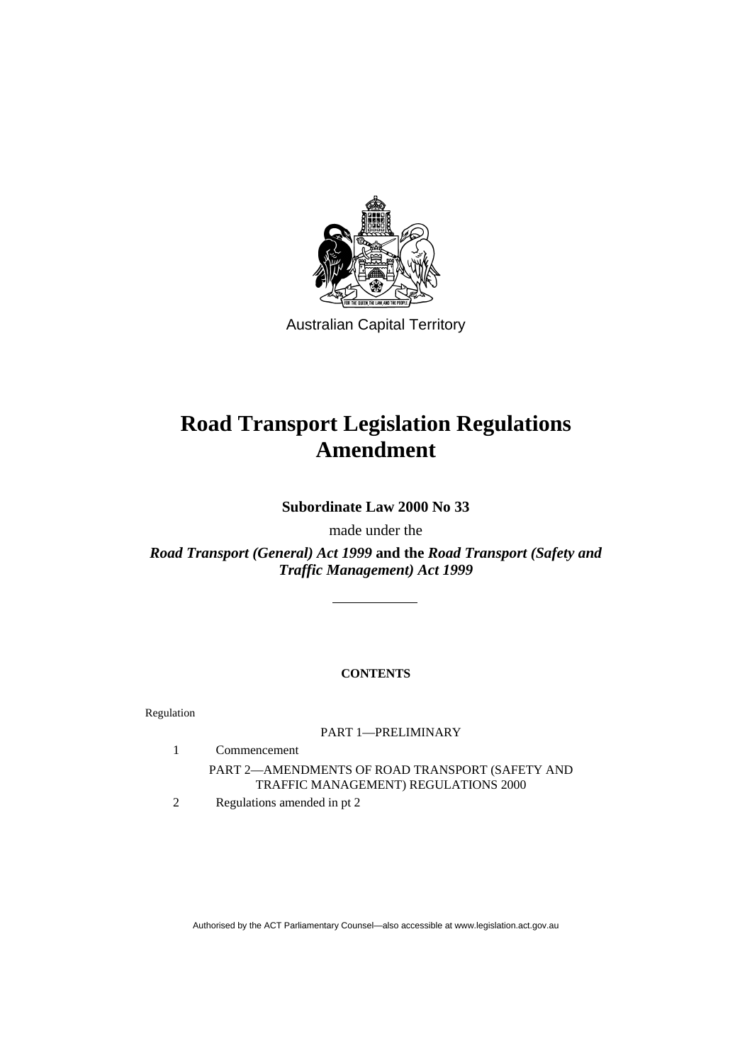Australian Capital Territory

# Road Transport Legislation Regulations Amendment

**Subordinate Law 2000 No 33**

made under the

***Road Transport (General) Act 1999* and the *Road Transport (Safety and Traffic Management) Act 1999***

---

**CONTENTS**

Regulation

PART 1—PRELIMINARY

1 Commencement

PART 2—AMENDMENTS OF ROAD TRANSPORT (SAFETY AND TRAFFIC MANAGEMENT) REGULATIONS 2000

2 Regulations amended in pt 2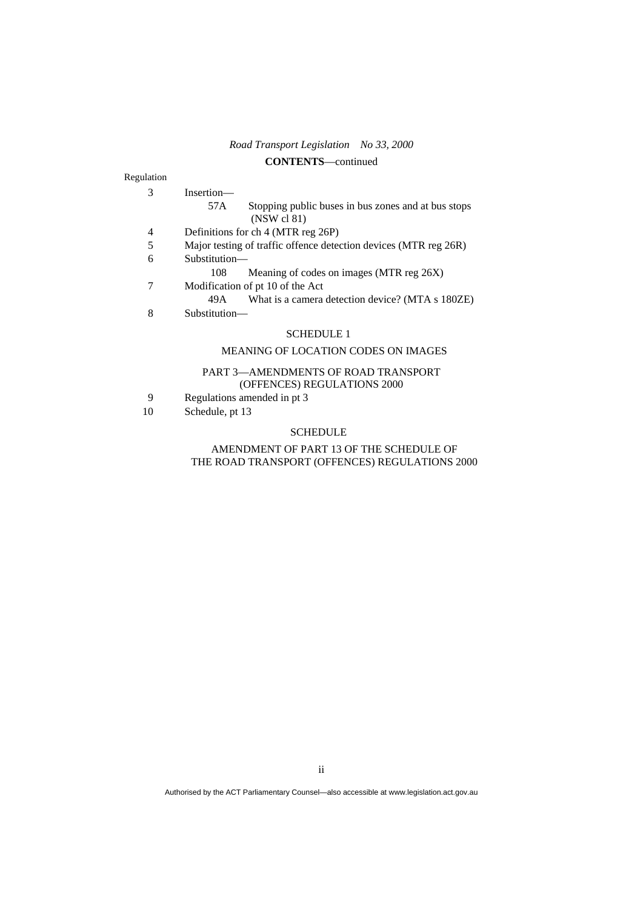*Road Transport Legislation No 33, 2000*

**CONTENTS**—continued

Regulation

3 Insertion—

  57A Stopping public buses in bus zones and at bus stops (NSW cl 81)

4 Definitions for ch 4 (MTR reg 26P)

5 Major testing of traffic offence detection devices (MTR reg 26R)

6 Substitution—

  108 Meaning of codes on images (MTR reg 26X)

7 Modification of pt 10 of the Act

  49A What is a camera detection device? (MTA s 180ZE)

8 Substitution—

SCHEDULE 1

MEANING OF LOCATION CODES ON IMAGES

PART 3—AMENDMENTS OF ROAD TRANSPORT (OFFENCES) REGULATIONS 2000

9 Regulations amended in pt 3

10 Schedule, pt 13

SCHEDULE

AMENDMENT OF PART 13 OF THE SCHEDULE OF THE ROAD TRANSPORT (OFFENCES) REGULATIONS 2000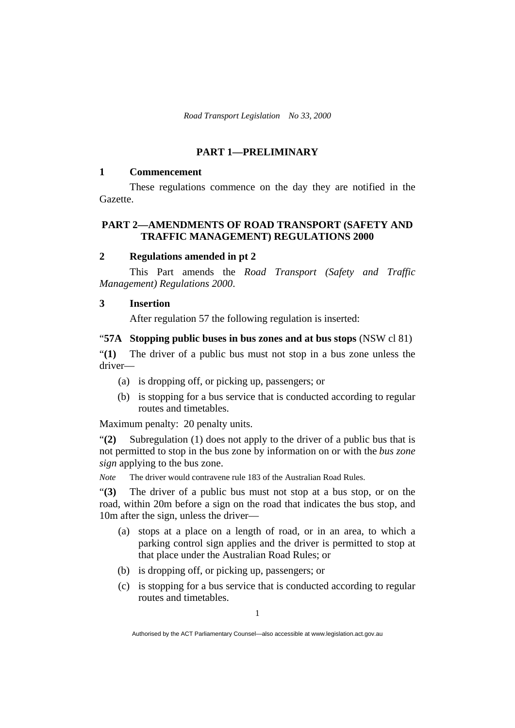## PART 1—PRELIMINARY

### 1 Commencement

These regulations commence on the day they are notified in the Gazette.

## PART 2—AMENDMENTS OF ROAD TRANSPORT (SAFETY AND TRAFFIC MANAGEMENT) REGULATIONS 2000

### 2 Regulations amended in pt 2

This Part amends the *Road Transport (Safety and Traffic Management) Regulations 2000*.

### 3 Insertion

After regulation 57 the following regulation is inserted:

"**57A Stopping public buses in bus zones and at bus stops** (NSW cl 81)

"**(1)** The driver of a public bus must not stop in a bus zone unless the driver—

- (a) is dropping off, or picking up, passengers; or
- (b) is stopping for a bus service that is conducted according to regular routes and timetables.

Maximum penalty: 20 penalty units.

"**(2)** Subregulation (1) does not apply to the driver of a public bus that is not permitted to stop in the bus zone by information on or with the *bus zone sign* applying to the bus zone.

*Note* The driver would contravene rule 183 of the Australian Road Rules.

"**(3)** The driver of a public bus must not stop at a bus stop, or on the road, within 20m before a sign on the road that indicates the bus stop, and 10m after the sign, unless the driver—

- (a) stops at a place on a length of road, or in an area, to which a parking control sign applies and the driver is permitted to stop at that place under the Australian Road Rules; or
- (b) is dropping off, or picking up, passengers; or
- (c) is stopping for a bus service that is conducted according to regular routes and timetables.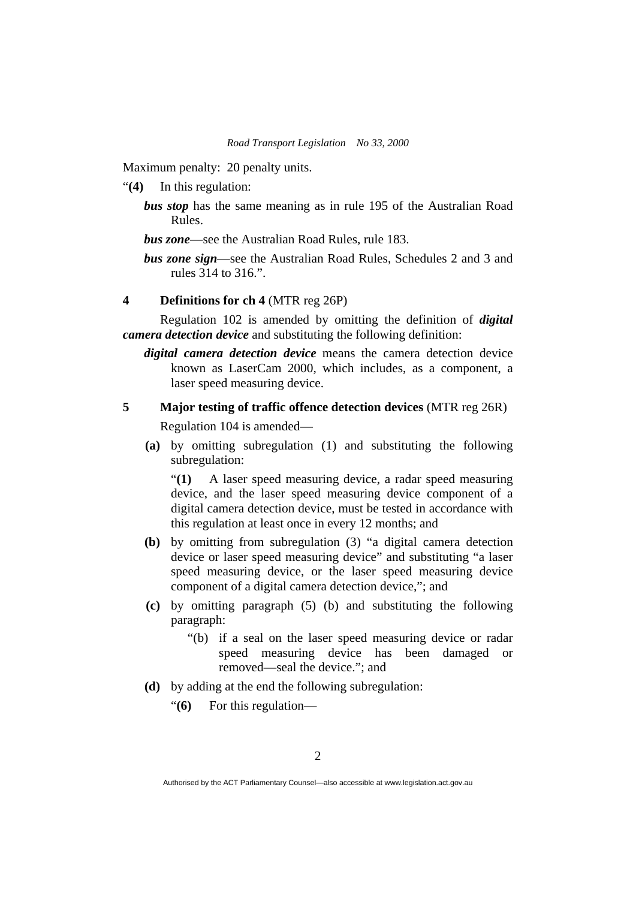Maximum penalty: 20 penalty units.

"**(4)** In this regulation:

***bus stop*** has the same meaning as in rule 195 of the Australian Road Rules.

***bus zone***—see the Australian Road Rules, rule 183.

***bus zone sign***—see the Australian Road Rules, Schedules 2 and 3 and rules 314 to 316.".

**4 Definitions for ch 4** (MTR reg 26P)

Regulation 102 is amended by omitting the definition of ***digital camera detection device*** and substituting the following definition:

***digital camera detection device*** means the camera detection device known as LaserCam 2000, which includes, as a component, a laser speed measuring device.

**5 Major testing of traffic offence detection devices** (MTR reg 26R)

Regulation 104 is amended—

**(a)** by omitting subregulation (1) and substituting the following subregulation:

"**(1)** A laser speed measuring device, a radar speed measuring device, and the laser speed measuring device component of a digital camera detection device, must be tested in accordance with this regulation at least once in every 12 months; and

**(b)** by omitting from subregulation (3) "a digital camera detection device or laser speed measuring device" and substituting "a laser speed measuring device, or the laser speed measuring device component of a digital camera detection device,"; and

**(c)** by omitting paragraph (5) (b) and substituting the following paragraph:

"(b) if a seal on the laser speed measuring device or radar speed measuring device has been damaged or removed—seal the device."; and

**(d)** by adding at the end the following subregulation:

"**(6)** For this regulation—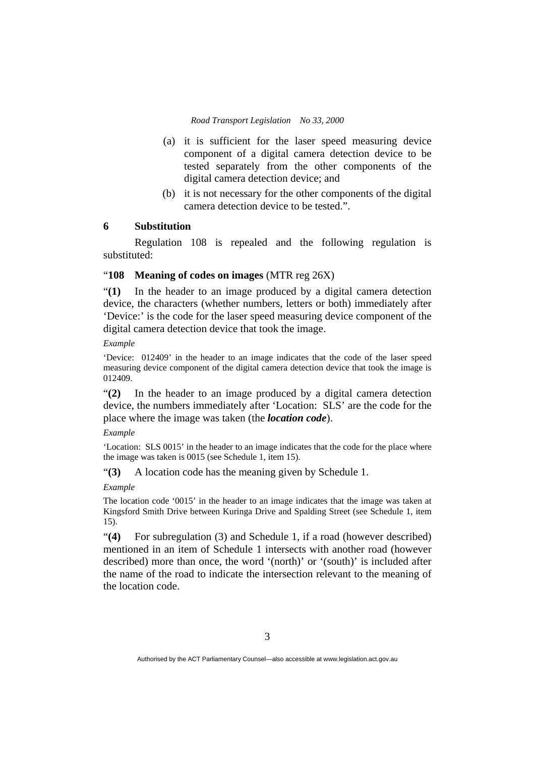(a) it is sufficient for the laser speed measuring device component of a digital camera detection device to be tested separately from the other components of the digital camera detection device; and

(b) it is not necessary for the other components of the digital camera detection device to be tested.".

## 6 Substitution

Regulation 108 is repealed and the following regulation is substituted:

"**108 Meaning of codes on images** (MTR reg 26X)

"**(1)** In the header to an image produced by a digital camera detection device, the characters (whether numbers, letters or both) immediately after 'Device:' is the code for the laser speed measuring device component of the digital camera detection device that took the image.

*Example*

'Device: 012409' in the header to an image indicates that the code of the laser speed measuring device component of the digital camera detection device that took the image is 012409.

"**(2)** In the header to an image produced by a digital camera detection device, the numbers immediately after 'Location: SLS' are the code for the place where the image was taken (the ***location code***).

*Example*

'Location: SLS 0015' in the header to an image indicates that the code for the place where the image was taken is 0015 (see Schedule 1, item 15).

"**(3)** A location code has the meaning given by Schedule 1.

*Example*

The location code '0015' in the header to an image indicates that the image was taken at Kingsford Smith Drive between Kuringa Drive and Spalding Street (see Schedule 1, item 15).

"**(4)** For subregulation (3) and Schedule 1, if a road (however described) mentioned in an item of Schedule 1 intersects with another road (however described) more than once, the word '(north)' or '(south)' is included after the name of the road to indicate the intersection relevant to the meaning of the location code.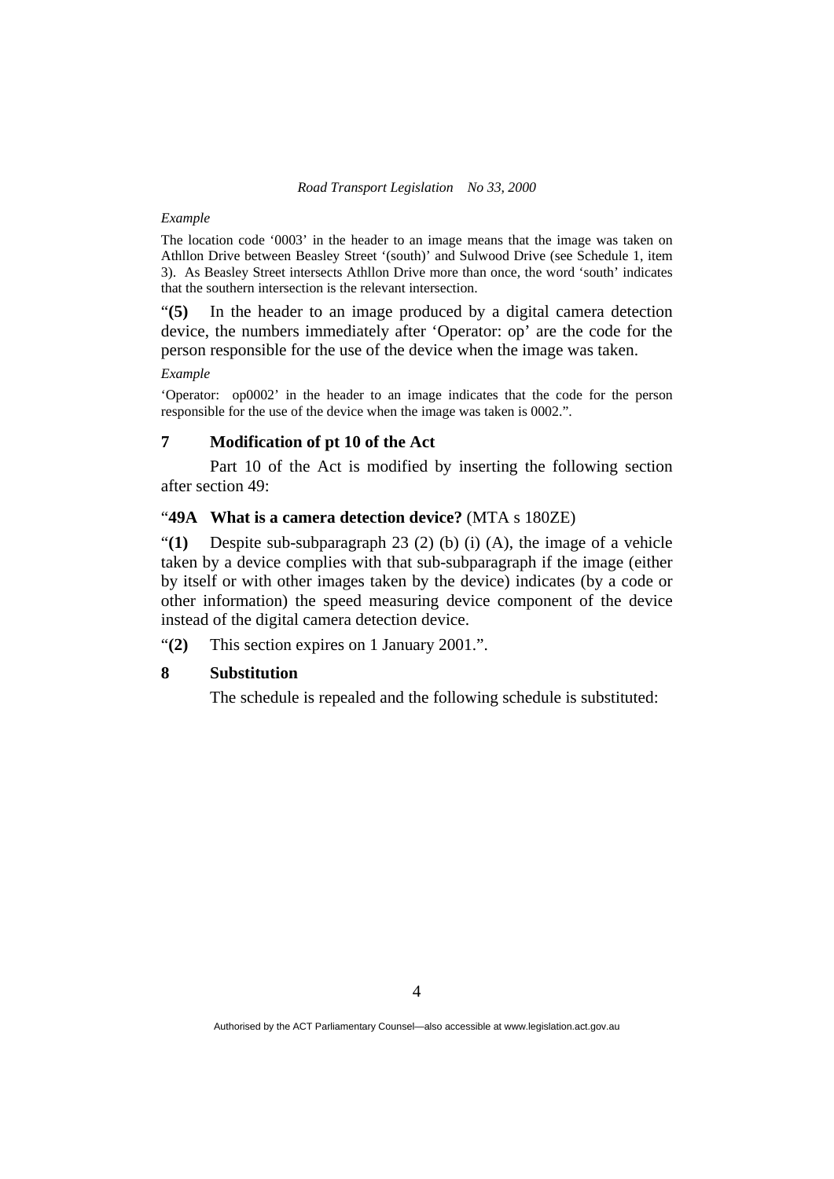*Example*

The location code '0003' in the header to an image means that the image was taken on Athllon Drive between Beasley Street '(south)' and Sulwood Drive (see Schedule 1, item 3). As Beasley Street intersects Athllon Drive more than once, the word 'south' indicates that the southern intersection is the relevant intersection.

"**(5)** In the header to an image produced by a digital camera detection device, the numbers immediately after 'Operator: op' are the code for the person responsible for the use of the device when the image was taken.

*Example*

'Operator: op0002' in the header to an image indicates that the code for the person responsible for the use of the device when the image was taken is 0002.".

### 7 Modification of pt 10 of the Act

Part 10 of the Act is modified by inserting the following section after section 49:

"**49A What is a camera detection device?** (MTA s 180ZE)

"**(1)** Despite sub-subparagraph 23 (2) (b) (i) (A), the image of a vehicle taken by a device complies with that sub-subparagraph if the image (either by itself or with other images taken by the device) indicates (by a code or other information) the speed measuring device component of the device instead of the digital camera detection device.

"**(2)** This section expires on 1 January 2001.".

### 8 Substitution

The schedule is repealed and the following schedule is substituted: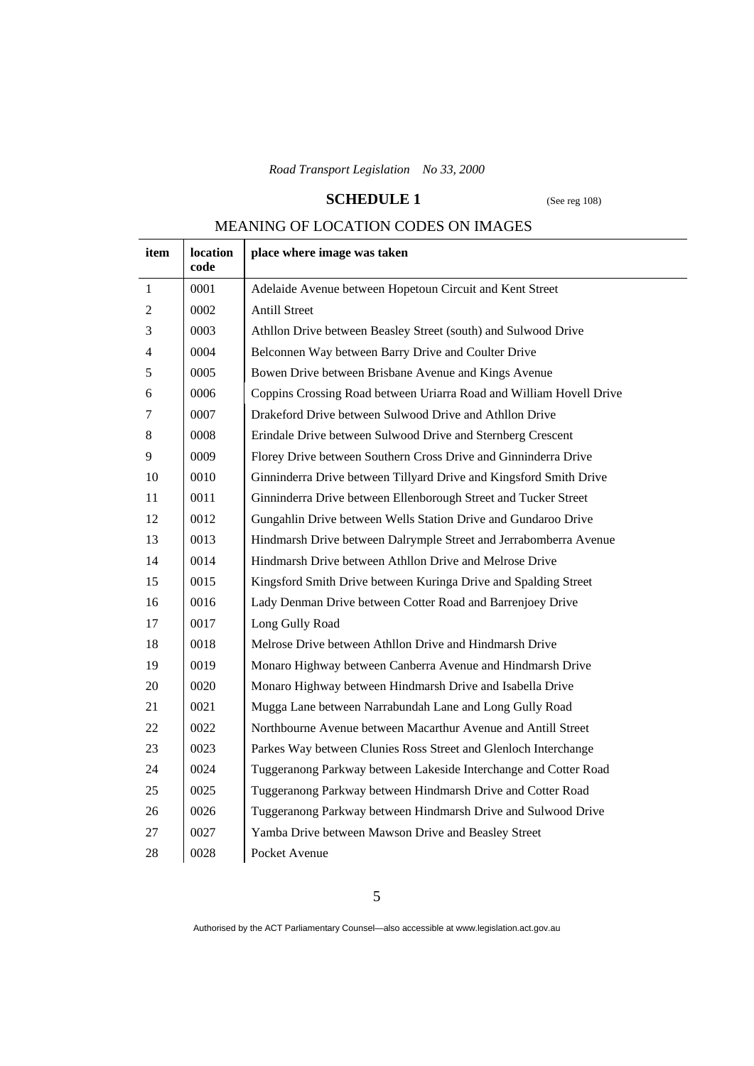## SCHEDULE 1

(See reg 108)

### MEANING OF LOCATION CODES ON IMAGES

| item | location code | place where image was taken |
|---|---|---|
| 1 | 0001 | Adelaide Avenue between Hopetoun Circuit and Kent Street |
| 2 | 0002 | Antill Street |
| 3 | 0003 | Athllon Drive between Beasley Street (south) and Sulwood Drive |
| 4 | 0004 | Belconnen Way between Barry Drive and Coulter Drive |
| 5 | 0005 | Bowen Drive between Brisbane Avenue and Kings Avenue |
| 6 | 0006 | Coppins Crossing Road between Uriarra Road and William Hovell Drive |
| 7 | 0007 | Drakeford Drive between Sulwood Drive and Athllon Drive |
| 8 | 0008 | Erindale Drive between Sulwood Drive and Sternberg Crescent |
| 9 | 0009 | Florey Drive between Southern Cross Drive and Ginninderra Drive |
| 10 | 0010 | Ginninderra Drive between Tillyard Drive and Kingsford Smith Drive |
| 11 | 0011 | Ginninderra Drive between Ellenborough Street and Tucker Street |
| 12 | 0012 | Gungahlin Drive between Wells Station Drive and Gundaroo Drive |
| 13 | 0013 | Hindmarsh Drive between Dalrymple Street and Jerrabomberra Avenue |
| 14 | 0014 | Hindmarsh Drive between Athllon Drive and Melrose Drive |
| 15 | 0015 | Kingsford Smith Drive between Kuringa Drive and Spalding Street |
| 16 | 0016 | Lady Denman Drive between Cotter Road and Barrenjoey Drive |
| 17 | 0017 | Long Gully Road |
| 18 | 0018 | Melrose Drive between Athllon Drive and Hindmarsh Drive |
| 19 | 0019 | Monaro Highway between Canberra Avenue and Hindmarsh Drive |
| 20 | 0020 | Monaro Highway between Hindmarsh Drive and Isabella Drive |
| 21 | 0021 | Mugga Lane between Narrabundah Lane and Long Gully Road |
| 22 | 0022 | Northbourne Avenue between Macarthur Avenue and Antill Street |
| 23 | 0023 | Parkes Way between Clunies Ross Street and Glenloch Interchange |
| 24 | 0024 | Tuggeranong Parkway between Lakeside Interchange and Cotter Road |
| 25 | 0025 | Tuggeranong Parkway between Hindmarsh Drive and Cotter Road |
| 26 | 0026 | Tuggeranong Parkway between Hindmarsh Drive and Sulwood Drive |
| 27 | 0027 | Yamba Drive between Mawson Drive and Beasley Street |
| 28 | 0028 | Pocket Avenue |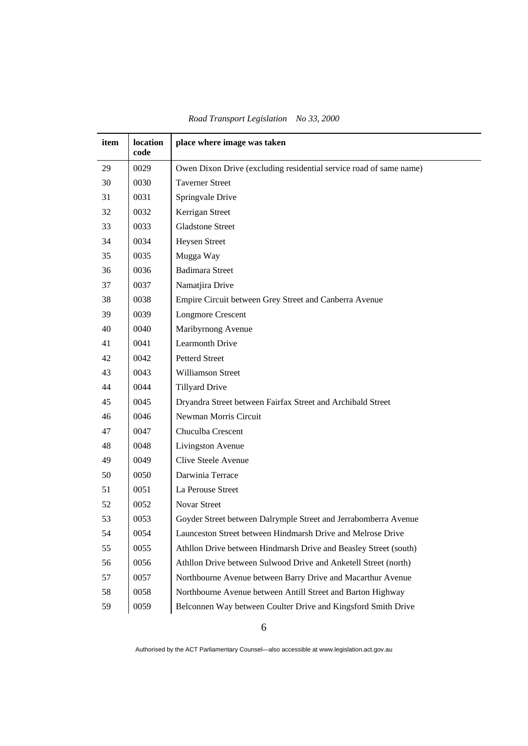| item | location code | place where image was taken |
| --- | --- | --- |
| 29 | 0029 | Owen Dixon Drive (excluding residential service road of same name) |
| 30 | 0030 | Taverner Street |
| 31 | 0031 | Springvale Drive |
| 32 | 0032 | Kerrigan Street |
| 33 | 0033 | Gladstone Street |
| 34 | 0034 | Heysen Street |
| 35 | 0035 | Mugga Way |
| 36 | 0036 | Badimara Street |
| 37 | 0037 | Namatjira Drive |
| 38 | 0038 | Empire Circuit between Grey Street and Canberra Avenue |
| 39 | 0039 | Longmore Crescent |
| 40 | 0040 | Maribyrnong Avenue |
| 41 | 0041 | Learmonth Drive |
| 42 | 0042 | Petterd Street |
| 43 | 0043 | Williamson Street |
| 44 | 0044 | Tillyard Drive |
| 45 | 0045 | Dryandra Street between Fairfax Street and Archibald Street |
| 46 | 0046 | Newman Morris Circuit |
| 47 | 0047 | Chuculba Crescent |
| 48 | 0048 | Livingston Avenue |
| 49 | 0049 | Clive Steele Avenue |
| 50 | 0050 | Darwinia Terrace |
| 51 | 0051 | La Perouse Street |
| 52 | 0052 | Novar Street |
| 53 | 0053 | Goyder Street between Dalrymple Street and Jerrabomberra Avenue |
| 54 | 0054 | Launceston Street between Hindmarsh Drive and Melrose Drive |
| 55 | 0055 | Athllon Drive between Hindmarsh Drive and Beasley Street (south) |
| 56 | 0056 | Athllon Drive between Sulwood Drive and Anketell Street (north) |
| 57 | 0057 | Northbourne Avenue between Barry Drive and Macarthur Avenue |
| 58 | 0058 | Northbourne Avenue between Antill Street and Barton Highway |
| 59 | 0059 | Belconnen Way between Coulter Drive and Kingsford Smith Drive |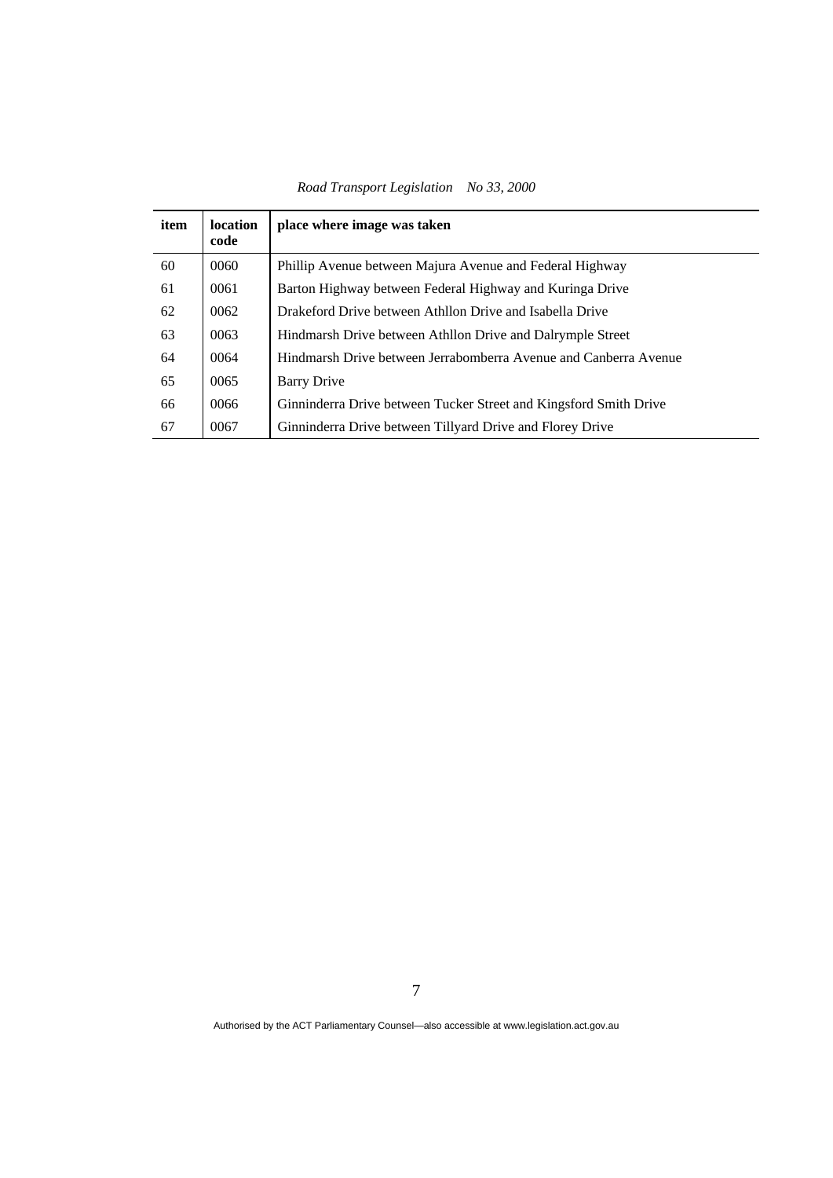| item | location code | place where image was taken |
|---|---|---|
| 60 | 0060 | Phillip Avenue between Majura Avenue and Federal Highway |
| 61 | 0061 | Barton Highway between Federal Highway and Kuringa Drive |
| 62 | 0062 | Drakeford Drive between Athllon Drive and Isabella Drive |
| 63 | 0063 | Hindmarsh Drive between Athllon Drive and Dalrymple Street |
| 64 | 0064 | Hindmarsh Drive between Jerrabomberra Avenue and Canberra Avenue |
| 65 | 0065 | Barry Drive |
| 66 | 0066 | Ginninderra Drive between Tucker Street and Kingsford Smith Drive |
| 67 | 0067 | Ginninderra Drive between Tillyard Drive and Florey Drive |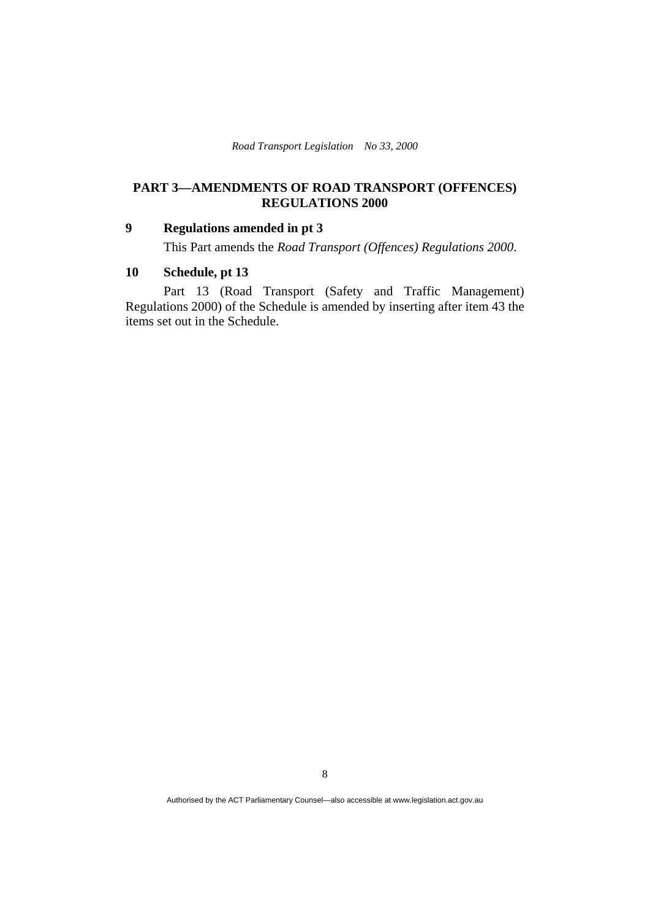## PART 3—AMENDMENTS OF ROAD TRANSPORT (OFFENCES) REGULATIONS 2000

### 9 Regulations amended in pt 3

This Part amends the *Road Transport (Offences) Regulations 2000*.

### 10 Schedule, pt 13

Part 13 (Road Transport (Safety and Traffic Management) Regulations 2000) of the Schedule is amended by inserting after item 43 the items set out in the Schedule.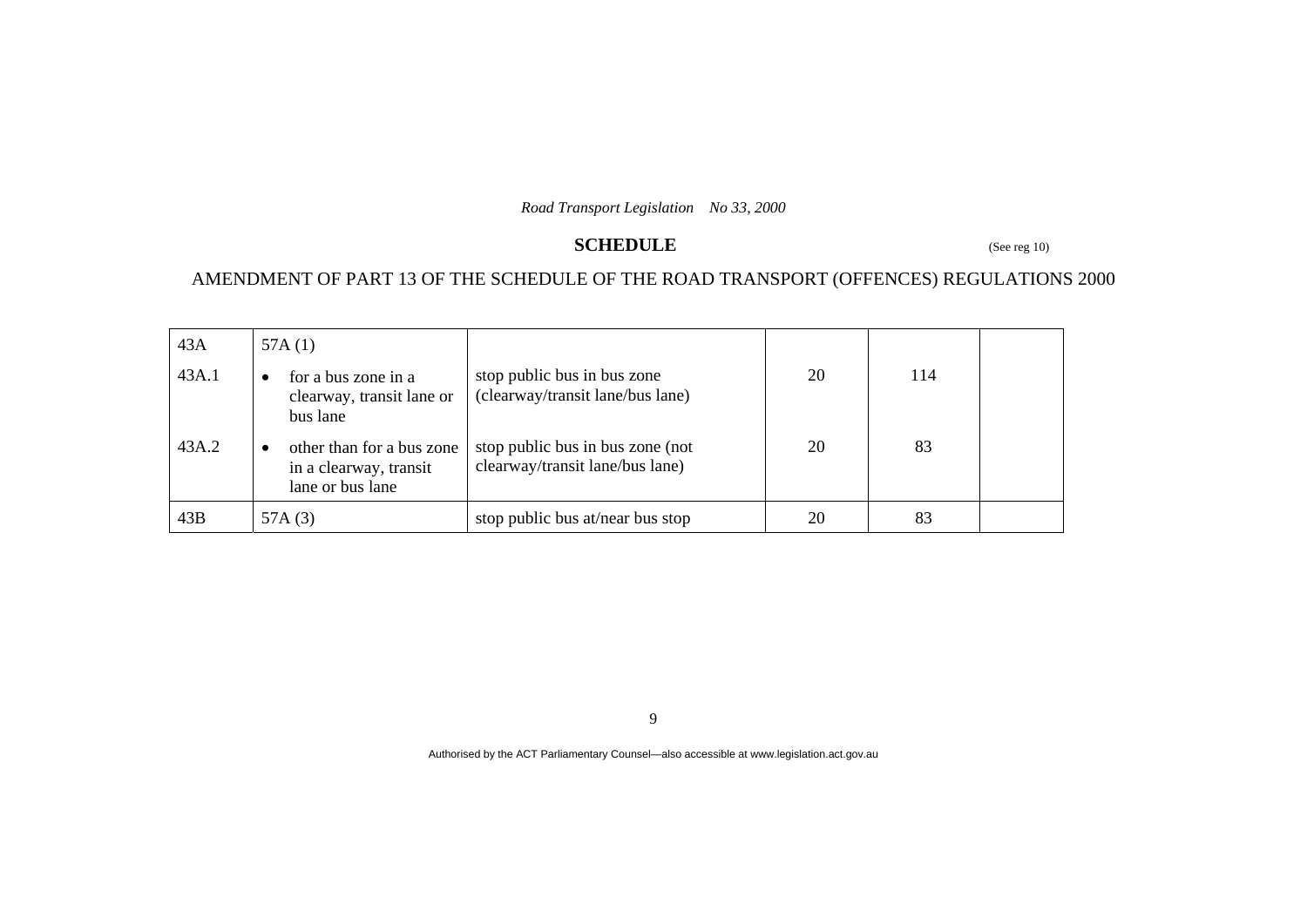*Road Transport Legislation No 33, 2000*

## SCHEDULE

(See reg 10)

AMENDMENT OF PART 13 OF THE SCHEDULE OF THE ROAD TRANSPORT (OFFENCES) REGULATIONS 2000

| | | | | | |
|---|---|---|---|---|---|
| 43A | 57A (1) | | | | |
| 43A.1 | • for a bus zone in a clearway, transit lane or bus lane | stop public bus in bus zone (clearway/transit lane/bus lane) | 20 | 114 | |
| 43A.2 | • other than for a bus zone in a clearway, transit lane or bus lane | stop public bus in bus zone (not clearway/transit lane/bus lane) | 20 | 83 | |
| 43B | 57A (3) | stop public bus at/near bus stop | 20 | 83 | |

Authorised by the ACT Parliamentary Counsel—also accessible at www.legislation.act.gov.au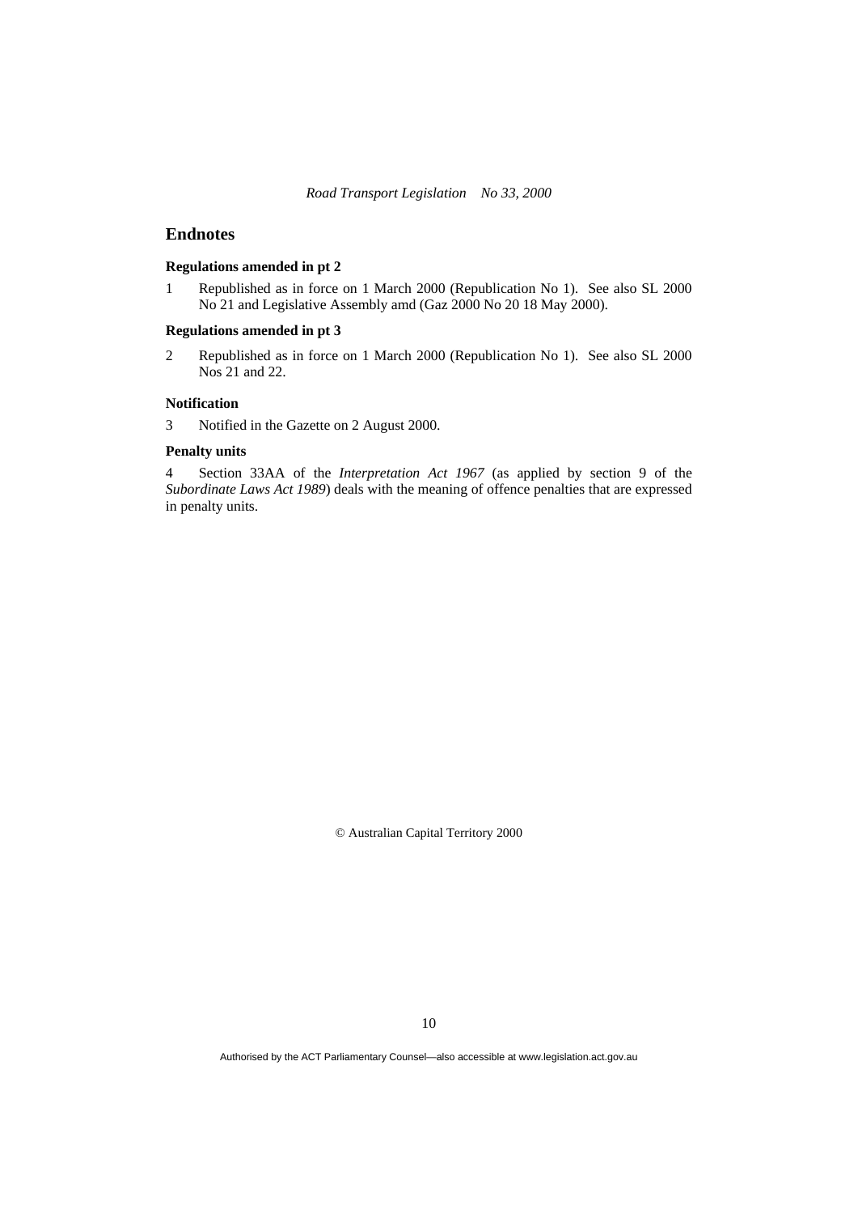## Endnotes

### Regulations amended in pt 2

1 Republished as in force on 1 March 2000 (Republication No 1). See also SL 2000 No 21 and Legislative Assembly amd (Gaz 2000 No 20 18 May 2000).

### Regulations amended in pt 3

2 Republished as in force on 1 March 2000 (Republication No 1). See also SL 2000 Nos 21 and 22.

### Notification

3 Notified in the Gazette on 2 August 2000.

### Penalty units

4 Section 33AA of the *Interpretation Act 1967* (as applied by section 9 of the *Subordinate Laws Act 1989*) deals with the meaning of offence penalties that are expressed in penalty units.

© Australian Capital Territory 2000